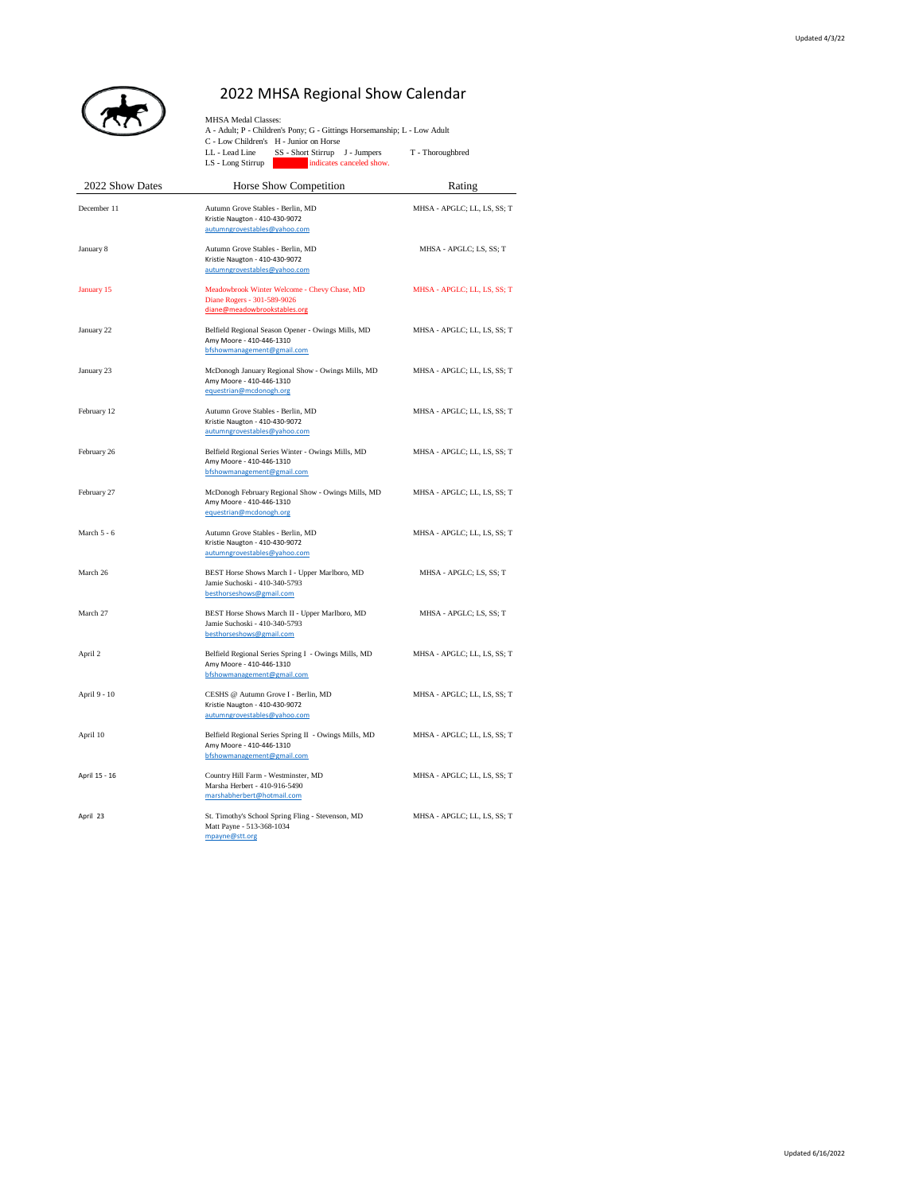# 2022 MHSA Regional Show Calendar

MHSA Medal Classes:
A - Adult; P - Children's Pony; G - Gittings Horsemanship; L - Low Adult
C - Low Children's H - Junior on Horse
LL - Lead Line SS - Short Stirrup J - Jumpers T - Thoroughbred
LS - Long Stirrup indicates canceled show.

| 2022 Show Dates | Horse Show Competition | Rating |
|---|---|---|
| December 11 | Autumn Grove Stables - Berlin, MD<br>Kristie Naugton - 410-430-9072<br>autumngrovestables@yahoo.com | MHSA - APGLC; LL, LS, SS; T |
| January 8 | Autumn Grove Stables - Berlin, MD<br>Kristie Naugton - 410-430-9072<br>autumngrovestables@yahoo.com | MHSA - APGLC; LS, SS; T |
| January 15 | Meadowbrook Winter Welcome - Chevy Chase, MD<br>Diane Rogers - 301-589-9026<br>diane@meadowbrookstables.org | MHSA - APGLC; LL, LS, SS; T |
| January 22 | Belfield Regional Season Opener - Owings Mills, MD<br>Amy Moore - 410-446-1310<br>bfshowmanagement@gmail.com | MHSA - APGLC; LL, LS, SS; T |
| January 23 | McDonogh January Regional Show - Owings Mills, MD<br>Amy Moore - 410-446-1310<br>equestrian@mcdonogh.org | MHSA - APGLC; LL, LS, SS; T |
| February 12 | Autumn Grove Stables - Berlin, MD<br>Kristie Naugton - 410-430-9072<br>autumngrovestables@yahoo.com | MHSA - APGLC; LL, LS, SS; T |
| February 26 | Belfield Regional Series Winter - Owings Mills, MD<br>Amy Moore - 410-446-1310<br>bfshowmanagement@gmail.com | MHSA - APGLC; LL, LS, SS; T |
| February 27 | McDonogh February Regional Show - Owings Mills, MD<br>Amy Moore - 410-446-1310<br>equestrian@mcdonogh.org | MHSA - APGLC; LL, LS, SS; T |
| March 5 - 6 | Autumn Grove Stables - Berlin, MD<br>Kristie Naugton - 410-430-9072<br>autumngrovestables@yahoo.com | MHSA - APGLC; LL, LS, SS; T |
| March 26 | BEST Horse Shows March I - Upper Marlboro, MD<br>Jamie Suchoski - 410-340-5793<br>besthorseshows@gmail.com | MHSA - APGLC; LS, SS; T |
| March 27 | BEST Horse Shows March II - Upper Marlboro, MD<br>Jamie Suchoski - 410-340-5793<br>besthorseshows@gmail.com | MHSA - APGLC; LS, SS; T |
| April 2 | Belfield Regional Series Spring I - Owings Mills, MD<br>Amy Moore - 410-446-1310<br>bfshowmanagement@gmail.com | MHSA - APGLC; LL, LS, SS; T |
| April 9 - 10 | CESHS @ Autumn Grove I - Berlin, MD<br>Kristie Naugton - 410-430-9072<br>autumngrovestables@yahoo.com | MHSA - APGLC; LL, LS, SS; T |
| April 10 | Belfield Regional Series Spring II - Owings Mills, MD<br>Amy Moore - 410-446-1310<br>bfshowmanagement@gmail.com | MHSA - APGLC; LL, LS, SS; T |
| April 15 - 16 | Country Hill Farm - Westminster, MD<br>Marsha Herbert - 410-916-5490<br>marshabherbert@hotmail.com | MHSA - APGLC; LL, LS, SS; T |
| April 23 | St. Timothy's School Spring Fling - Stevenson, MD<br>Matt Payne - 513-368-1034<br>mpayne@stt.org | MHSA - APGLC; LL, LS, SS; T |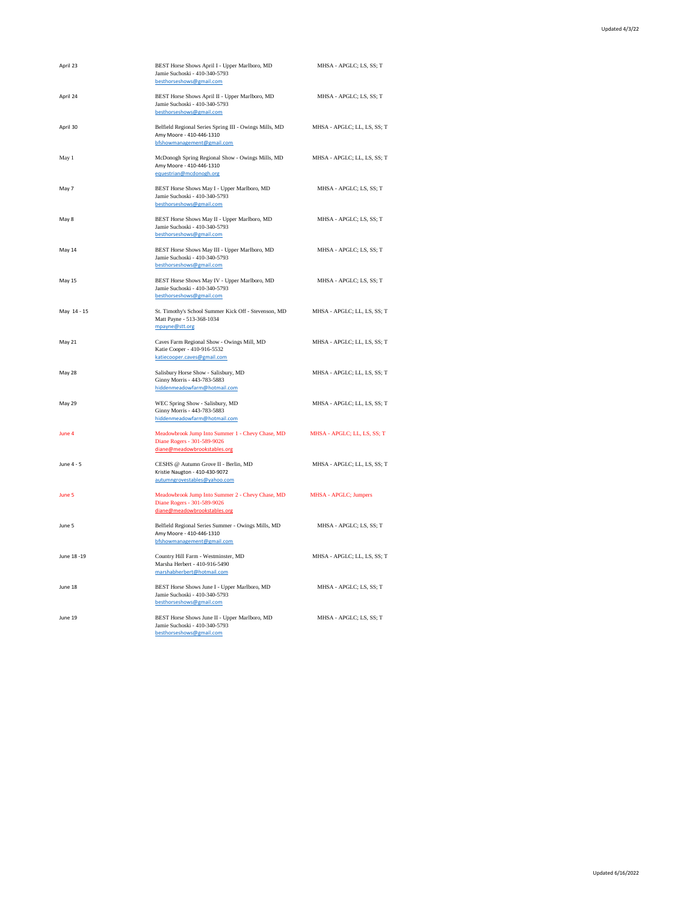| | | |
|---|---|---|
| April 23 | BEST Horse Shows April I - Upper Marlboro, MD<br>Jamie Suchoski - 410-340-5793<br>besthorseshows@gmail.com | MHSA - APGLC; LS, SS; T |
| April 24 | BEST Horse Shows April II - Upper Marlboro, MD<br>Jamie Suchoski - 410-340-5793<br>besthorseshows@gmail.com | MHSA - APGLC; LS, SS; T |
| April 30 | Belfield Regional Series Spring III - Owings Mills, MD<br>Amy Moore - 410-446-1310<br>bfshowmanagement@gmail.com | MHSA - APGLC; LL, LS, SS; T |
| May 1 | McDonogh Spring Regional Show - Owings Mills, MD<br>Amy Moore - 410-446-1310<br>equestrian@mcdonogh.org | MHSA - APGLC; LL, LS, SS; T |
| May 7 | BEST Horse Shows May I - Upper Marlboro, MD<br>Jamie Suchoski - 410-340-5793<br>besthorseshows@gmail.com | MHSA - APGLC; LS, SS; T |
| May 8 | BEST Horse Shows May II - Upper Marlboro, MD<br>Jamie Suchoski - 410-340-5793<br>besthorseshows@gmail.com | MHSA - APGLC; LS, SS; T |
| May 14 | BEST Horse Shows May III - Upper Marlboro, MD<br>Jamie Suchoski - 410-340-5793<br>besthorseshows@gmail.com | MHSA - APGLC; LS, SS; T |
| May 15 | BEST Horse Shows May IV - Upper Marlboro, MD<br>Jamie Suchoski - 410-340-5793<br>besthorseshows@gmail.com | MHSA - APGLC; LS, SS; T |
| May 14 - 15 | St. Timothy's School Summer Kick Off - Stevenson, MD<br>Matt Payne - 513-368-1034<br>mpayne@stt.org | MHSA - APGLC; LL, LS, SS; T |
| May 21 | Caves Farm Regional Show - Owings Mill, MD<br>Katie Cooper - 410-916-5532<br>katiecooper.caves@gmail.com | MHSA - APGLC; LL, LS, SS; T |
| May 28 | Salisbury Horse Show - Salisbury, MD<br>Ginny Morris - 443-783-5883<br>hiddenmeadowfarm@hotmail.com | MHSA - APGLC; LL, LS, SS; T |
| May 29 | WEC Spring Show - Salisbury, MD<br>Ginny Morris - 443-783-5883<br>hiddenmeadowfarm@hotmail.com | MHSA - APGLC; LL, LS, SS; T |
| June 4 | Meadowbrook Jump Into Summer 1 - Chevy Chase, MD<br>Diane Rogers - 301-589-9026<br>diane@meadowbrookstables.org | MHSA - APGLC; LL, LS, SS; T |
| June 4 - 5 | CESHS @ Autumn Grove II - Berlin, MD<br>Kristie Naugton - 410-430-9072<br>autumngrovestables@yahoo.com | MHSA - APGLC; LL, LS, SS; T |
| June 5 | Meadowbrook Jump Into Summer 2 - Chevy Chase, MD<br>Diane Rogers - 301-589-9026<br>diane@meadowbrookstables.org | MHSA - APGLC; Jumpers |
| June 5 | Belfield Regional Series Summer - Owings Mills, MD<br>Amy Moore - 410-446-1310<br>bfshowmanagement@gmail.com | MHSA - APGLC; LS, SS; T |
| June 18 -19 | Country Hill Farm - Westminster, MD<br>Marsha Herbert - 410-916-5490<br>marshabherbert@hotmail.com | MHSA - APGLC; LL, LS, SS; T |
| June 18 | BEST Horse Shows June I - Upper Marlboro, MD<br>Jamie Suchoski - 410-340-5793<br>besthorseshows@gmail.com | MHSA - APGLC; LS, SS; T |
| June 19 | BEST Horse Shows June II - Upper Marlboro, MD<br>Jamie Suchoski - 410-340-5793<br>besthorseshows@gmail.com | MHSA - APGLC; LS, SS; T |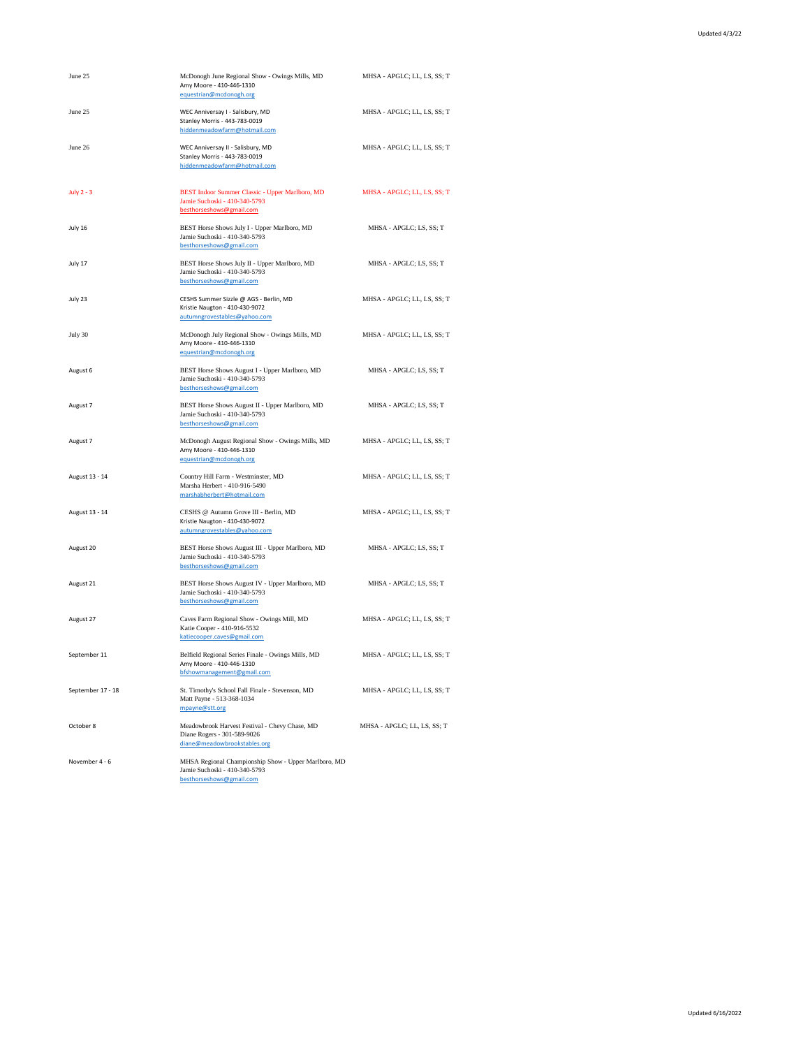Updated 4/3/22

| | | |
|---|---|---|
| June 25 | McDonogh June Regional Show - Owings Mills, MD<br>Amy Moore - 410-446-1310<br>equestrian@mcdonogh.org | MHSA - APGLC; LL, LS, SS; T |
| June 25 | WEC Anniversary I - Salisbury, MD<br>Stanley Morris - 443-783-0019<br>hiddenmeadowfarm@hotmail.com | MHSA - APGLC; LL, LS, SS; T |
| June 26 | WEC Anniversary II - Salisbury, MD<br>Stanley Morris - 443-783-0019<br>hiddenmeadowfarm@hotmail.com | MHSA - APGLC; LL, LS, SS; T |
| July 2 - 3 | BEST Indoor Summer Classic - Upper Marlboro, MD<br>Jamie Suchoski - 410-340-5793<br>besthorseshows@gmail.com | MHSA - APGLC; LL, LS, SS; T |
| July 16 | BEST Horse Shows July I - Upper Marlboro, MD<br>Jamie Suchoski - 410-340-5793<br>besthorseshows@gmail.com | MHSA - APGLC; LS, SS; T |
| July 17 | BEST Horse Shows July II - Upper Marlboro, MD<br>Jamie Suchoski - 410-340-5793<br>besthorseshows@gmail.com | MHSA - APGLC; LS, SS; T |
| July 23 | CESHS Summer Sizzle @ AGS - Berlin, MD<br>Kristie Naugton - 410-430-9072<br>autumngrovestables@yahoo.com | MHSA - APGLC; LL, LS, SS; T |
| July 30 | McDonogh July Regional Show - Owings Mills, MD<br>Amy Moore - 410-446-1310<br>equestrian@mcdonogh.org | MHSA - APGLC; LL, LS, SS; T |
| August 6 | BEST Horse Shows August I - Upper Marlboro, MD<br>Jamie Suchoski - 410-340-5793<br>besthorseshows@gmail.com | MHSA - APGLC; LS, SS; T |
| August 7 | BEST Horse Shows August II - Upper Marlboro, MD<br>Jamie Suchoski - 410-340-5793<br>besthorseshows@gmail.com | MHSA - APGLC; LS, SS; T |
| August 7 | McDonogh August Regional Show - Owings Mills, MD<br>Amy Moore - 410-446-1310<br>equestrian@mcdonogh.org | MHSA - APGLC; LL, LS, SS; T |
| August 13 - 14 | Country Hill Farm - Westminster, MD<br>Marsha Herbert - 410-916-5490<br>marshabherbert@hotmail.com | MHSA - APGLC; LL, LS, SS; T |
| August 13 - 14 | CESHS @ Autumn Grove III - Berlin, MD<br>Kristie Naugton - 410-430-9072<br>autumngrovestables@yahoo.com | MHSA - APGLC; LL, LS, SS; T |
| August 20 | BEST Horse Shows August III - Upper Marlboro, MD<br>Jamie Suchoski - 410-340-5793<br>besthorseshows@gmail.com | MHSA - APGLC; LS, SS; T |
| August 21 | BEST Horse Shows August IV - Upper Marlboro, MD<br>Jamie Suchoski - 410-340-5793<br>besthorseshows@gmail.com | MHSA - APGLC; LS, SS; T |
| August 27 | Caves Farm Regional Show - Owings Mill, MD<br>Katie Cooper - 410-916-5532<br>katiecooper.caves@gmail.com | MHSA - APGLC; LL, LS, SS; T |
| September 11 | Belfield Regional Series Finale - Owings Mills, MD<br>Amy Moore - 410-446-1310<br>bfshowmanagement@gmail.com | MHSA - APGLC; LL, LS, SS; T |
| September 17 - 18 | St. Timothy's School Fall Finale - Stevenson, MD<br>Matt Payne - 513-368-1034<br>mpayne@stt.org | MHSA - APGLC; LL, LS, SS; T |
| October 8 | Meadowbrook Harvest Festival - Chevy Chase, MD<br>Diane Rogers - 301-589-9026<br>diane@meadowbrookstables.org | MHSA - APGLC; LL, LS, SS; T |
| November 4 - 6 | MHSA Regional Championship Show - Upper Marlboro, MD<br>Jamie Suchoski - 410-340-5793<br>besthorseshows@gmail.com | |

Updated 6/16/2022